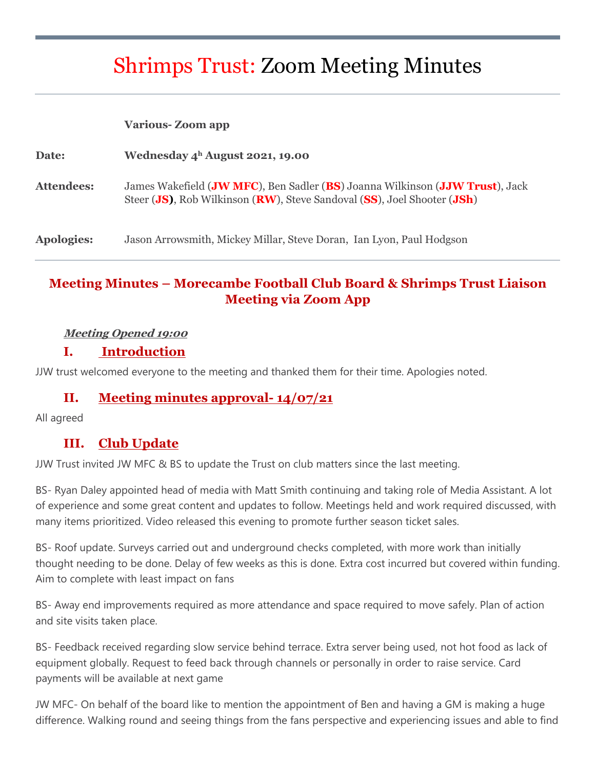# Shrimps Trust: Zoom Meeting Minutes

| | |
|---|---|
| | **Various- Zoom app** |
| **Date:** | **Wednesday 4h August 2021, 19.00** |
| **Attendees:** | James Wakefield (**JW MFC**), Ben Sadler (**BS**) Joanna Wilkinson (**JJW Trust**), Jack Steer (**JS)**, Rob Wilkinson (**RW**), Steve Sandoval (**SS**), Joel Shooter (**JSh**) |
| **Apologies:** | Jason Arrowsmith, Mickey Millar, Steve Doran, Ian Lyon, Paul Hodgson |

## Meeting Minutes – Morecambe Football Club Board & Shrimps Trust Liaison Meeting via Zoom App

***Meeting Opened 19:00***

### I. Introduction

JJW trust welcomed everyone to the meeting and thanked them for their time. Apologies noted.

### II. Meeting minutes approval- 14/07/21

All agreed

### III. Club Update

JJW Trust invited JW MFC & BS to update the Trust on club matters since the last meeting.

BS- Ryan Daley appointed head of media with Matt Smith continuing and taking role of Media Assistant. A lot of experience and some great content and updates to follow. Meetings held and work required discussed, with many items prioritized. Video released this evening to promote further season ticket sales.

BS- Roof update. Surveys carried out and underground checks completed, with more work than initially thought needing to be done. Delay of few weeks as this is done. Extra cost incurred but covered within funding. Aim to complete with least impact on fans

BS- Away end improvements required as more attendance and space required to move safely. Plan of action and site visits taken place.

BS- Feedback received regarding slow service behind terrace. Extra server being used, not hot food as lack of equipment globally. Request to feed back through channels or personally in order to raise service. Card payments will be available at next game

JW MFC- On behalf of the board like to mention the appointment of Ben and having a GM is making a huge difference. Walking round and seeing things from the fans perspective and experiencing issues and able to find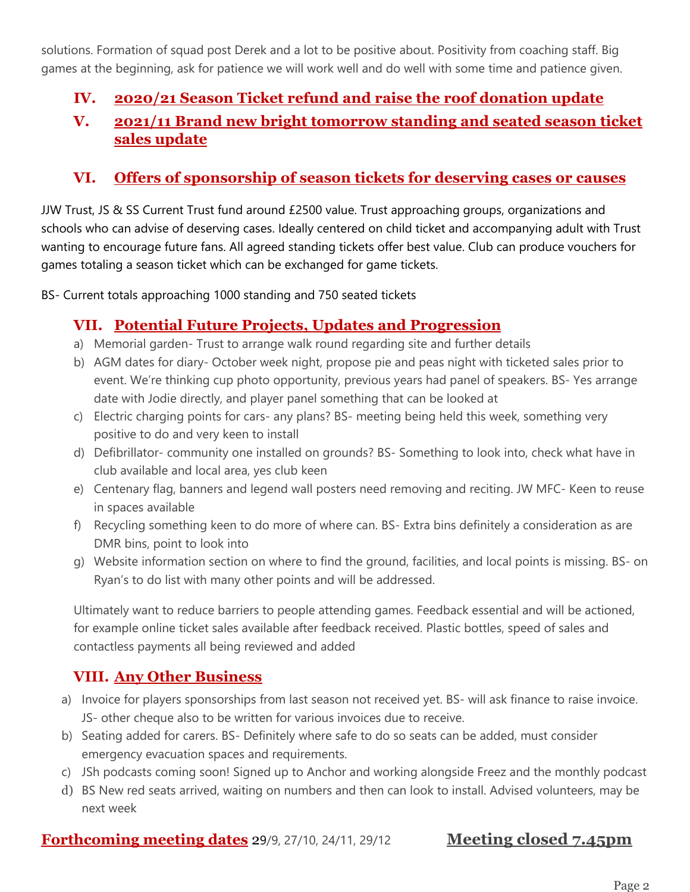solutions. Formation of squad post Derek and a lot to be positive about. Positivity from coaching staff. Big games at the beginning, ask for patience we will work well and do well with some time and patience given.

## IV. 2020/21 Season Ticket refund and raise the roof donation update

## V. 2021/11 Brand new bright tomorrow standing and seated season ticket sales update

## VI. Offers of sponsorship of season tickets for deserving cases or causes

JJW Trust, JS & SS Current Trust fund around £2500 value. Trust approaching groups, organizations and schools who can advise of deserving cases. Ideally centered on child ticket and accompanying adult with Trust wanting to encourage future fans. All agreed standing tickets offer best value. Club can produce vouchers for games totaling a season ticket which can be exchanged for game tickets.

BS- Current totals approaching 1000 standing and 750 seated tickets

## VII. Potential Future Projects, Updates and Progression

a) Memorial garden- Trust to arrange walk round regarding site and further details
b) AGM dates for diary- October week night, propose pie and peas night with ticketed sales prior to event. We're thinking cup photo opportunity, previous years had panel of speakers. BS- Yes arrange date with Jodie directly, and player panel something that can be looked at
c) Electric charging points for cars- any plans? BS- meeting being held this week, something very positive to do and very keen to install
d) Defibrillator- community one installed on grounds? BS- Something to look into, check what have in club available and local area, yes club keen
e) Centenary flag, banners and legend wall posters need removing and reciting. JW MFC- Keen to reuse in spaces available
f) Recycling something keen to do more of where can. BS- Extra bins definitely a consideration as are DMR bins, point to look into
g) Website information section on where to find the ground, facilities, and local points is missing. BS- on Ryan's to do list with many other points and will be addressed.

Ultimately want to reduce barriers to people attending games. Feedback essential and will be actioned, for example online ticket sales available after feedback received. Plastic bottles, speed of sales and contactless payments all being reviewed and added

## VIII. Any Other Business

a) Invoice for players sponsorships from last season not received yet. BS- will ask finance to raise invoice. JS- other cheque also to be written for various invoices due to receive.
b) Seating added for carers. BS- Definitely where safe to do so seats can be added, must consider emergency evacuation spaces and requirements.
c) JSh podcasts coming soon! Signed up to Anchor and working alongside Freez and the monthly podcast
d) BS New red seats arrived, waiting on numbers and then can look to install. Advised volunteers, may be next week

**Forthcoming meeting dates** 29/9, 27/10, 24/11, 29/12 **Meeting closed 7.45pm**